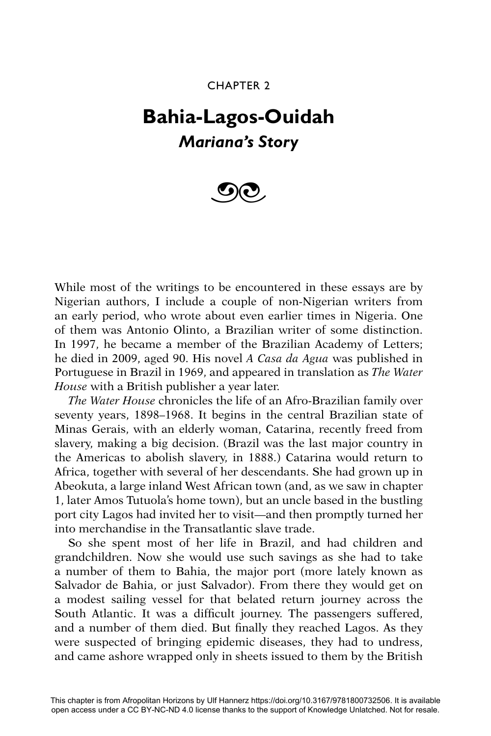CHAPTER 2

# Bahia-Lagos-Ouidah

## *Mariana's Story*

While most of the writings to be encountered in these essays are by Nigerian authors, I include a couple of non-Nigerian writers from an early period, who wrote about even earlier times in Nigeria. One of them was Antonio Olinto, a Brazilian writer of some distinction. In 1997, he became a member of the Brazilian Academy of Letters; he died in 2009, aged 90. His novel *A Casa da Agua* was published in Portuguese in Brazil in 1969, and appeared in translation as *The Water House* with a British publisher a year later.

*The Water House* chronicles the life of an Afro-Brazilian family over seventy years, 1898–1968. It begins in the central Brazilian state of Minas Gerais, with an elderly woman, Catarina, recently freed from slavery, making a big decision. (Brazil was the last major country in the Americas to abolish slavery, in 1888.) Catarina would return to Africa, together with several of her descendants. She had grown up in Abeokuta, a large inland West African town (and, as we saw in chapter 1, later Amos Tutuola's home town), but an uncle based in the bustling port city Lagos had invited her to visit—and then promptly turned her into merchandise in the Transatlantic slave trade.

So she spent most of her life in Brazil, and had children and grandchildren. Now she would use such savings as she had to take a number of them to Bahia, the major port (more lately known as Salvador de Bahia, or just Salvador). From there they would get on a modest sailing vessel for that belated return journey across the South Atlantic. It was a difficult journey. The passengers suffered, and a number of them died. But finally they reached Lagos. As they were suspected of bringing epidemic diseases, they had to undress, and came ashore wrapped only in sheets issued to them by the British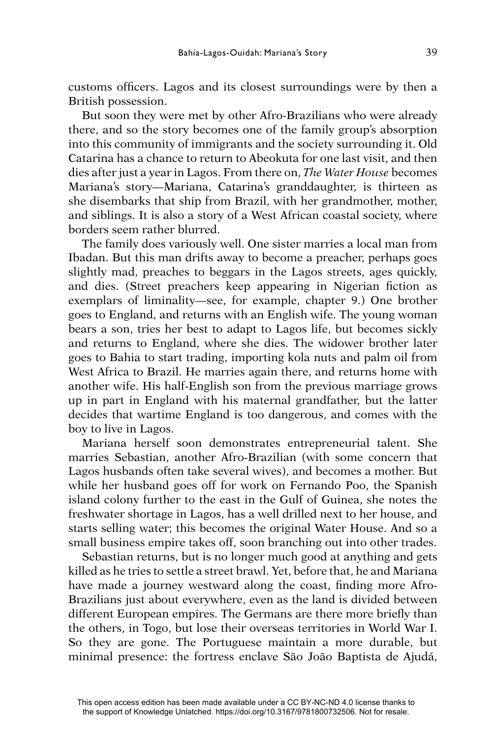customs officers. Lagos and its closest surroundings were by then a British possession.

But soon they were met by other Afro-Brazilians who were already there, and so the story becomes one of the family group's absorption into this community of immigrants and the society surrounding it. Old Catarina has a chance to return to Abeokuta for one last visit, and then dies after just a year in Lagos. From there on, *The Water House* becomes Mariana's story—Mariana, Catarina's granddaughter, is thirteen as she disembarks that ship from Brazil, with her grandmother, mother, and siblings. It is also a story of a West African coastal society, where borders seem rather blurred.

The family does variously well. One sister marries a local man from Ibadan. But this man drifts away to become a preacher, perhaps goes slightly mad, preaches to beggars in the Lagos streets, ages quickly, and dies. (Street preachers keep appearing in Nigerian fiction as exemplars of liminality—see, for example, chapter 9.) One brother goes to England, and returns with an English wife. The young woman bears a son, tries her best to adapt to Lagos life, but becomes sickly and returns to England, where she dies. The widower brother later goes to Bahia to start trading, importing kola nuts and palm oil from West Africa to Brazil. He marries again there, and returns home with another wife. His half-English son from the previous marriage grows up in part in England with his maternal grandfather, but the latter decides that wartime England is too dangerous, and comes with the boy to live in Lagos.

Mariana herself soon demonstrates entrepreneurial talent. She marries Sebastian, another Afro-Brazilian (with some concern that Lagos husbands often take several wives), and becomes a mother. But while her husband goes off for work on Fernando Poo, the Spanish island colony further to the east in the Gulf of Guinea, she notes the freshwater shortage in Lagos, has a well drilled next to her house, and starts selling water; this becomes the original Water House. And so a small business empire takes off, soon branching out into other trades.

Sebastian returns, but is no longer much good at anything and gets killed as he tries to settle a street brawl. Yet, before that, he and Mariana have made a journey westward along the coast, finding more Afro-Brazilians just about everywhere, even as the land is divided between different European empires. The Germans are there more briefly than the others, in Togo, but lose their overseas territories in World War I. So they are gone. The Portuguese maintain a more durable, but minimal presence: the fortress enclave São João Baptista de Ajudá,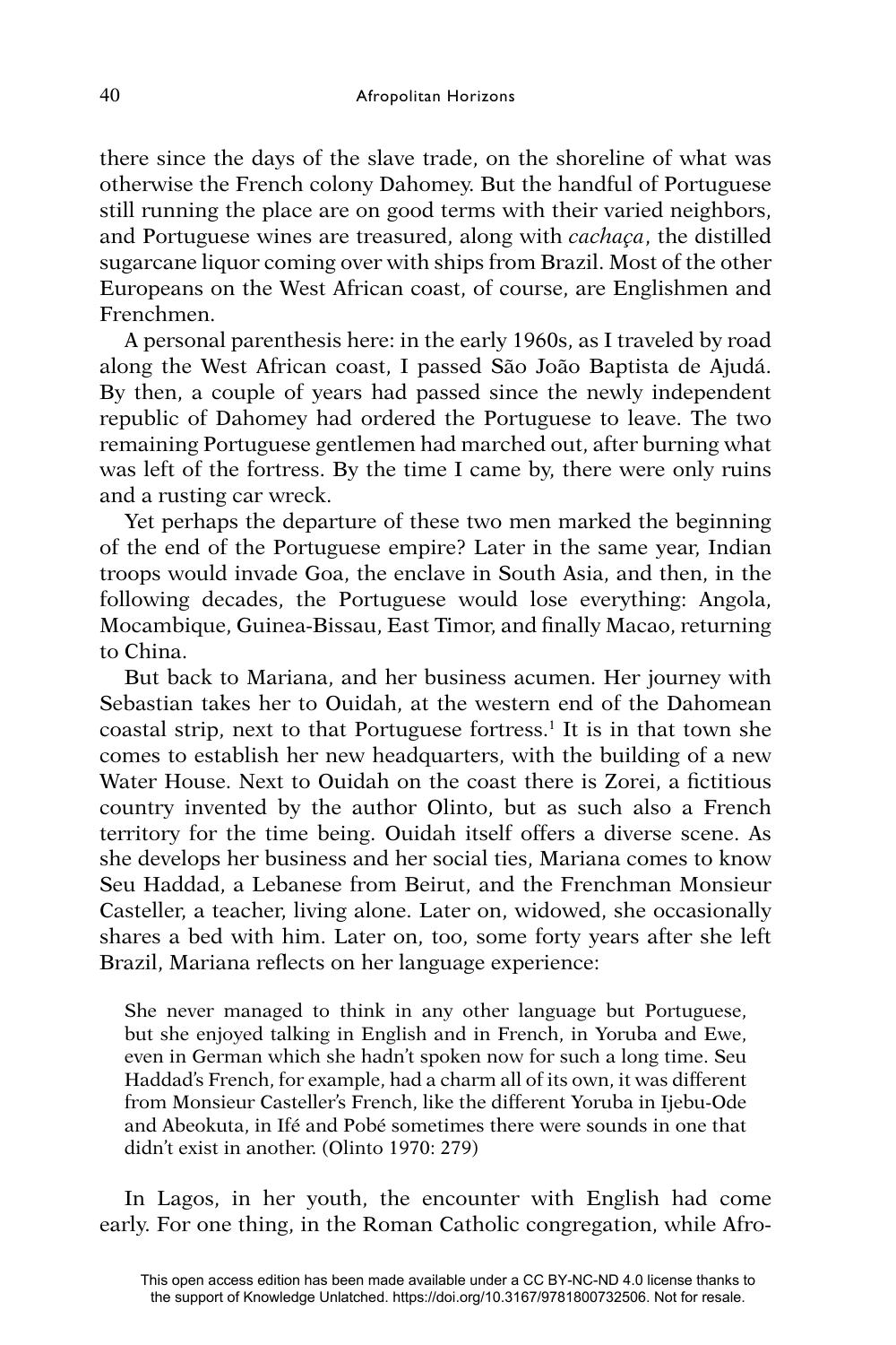there since the days of the slave trade, on the shoreline of what was otherwise the French colony Dahomey. But the handful of Portuguese still running the place are on good terms with their varied neighbors, and Portuguese wines are treasured, along with *cachaça*, the distilled sugarcane liquor coming over with ships from Brazil. Most of the other Europeans on the West African coast, of course, are Englishmen and Frenchmen.

A personal parenthesis here: in the early 1960s, as I traveled by road along the West African coast, I passed São João Baptista de Ajudá. By then, a couple of years had passed since the newly independent republic of Dahomey had ordered the Portuguese to leave. The two remaining Portuguese gentlemen had marched out, after burning what was left of the fortress. By the time I came by, there were only ruins and a rusting car wreck.

Yet perhaps the departure of these two men marked the beginning of the end of the Portuguese empire? Later in the same year, Indian troops would invade Goa, the enclave in South Asia, and then, in the following decades, the Portuguese would lose everything: Angola, Mocambique, Guinea-Bissau, East Timor, and finally Macao, returning to China.

But back to Mariana, and her business acumen. Her journey with Sebastian takes her to Ouidah, at the western end of the Dahomean coastal strip, next to that Portuguese fortress.[1] It is in that town she comes to establish her new headquarters, with the building of a new Water House. Next to Ouidah on the coast there is Zorei, a fictitious country invented by the author Olinto, but as such also a French territory for the time being. Ouidah itself offers a diverse scene. As she develops her business and her social ties, Mariana comes to know Seu Haddad, a Lebanese from Beirut, and the Frenchman Monsieur Casteller, a teacher, living alone. Later on, widowed, she occasionally shares a bed with him. Later on, too, some forty years after she left Brazil, Mariana reflects on her language experience:

> She never managed to think in any other language but Portuguese, but she enjoyed talking in English and in French, in Yoruba and Ewe, even in German which she hadn't spoken now for such a long time. Seu Haddad's French, for example, had a charm all of its own, it was different from Monsieur Casteller's French, like the different Yoruba in Ijebu-Ode and Abeokuta, in Ifé and Pobé sometimes there were sounds in one that didn't exist in another. (Olinto 1970: 279)

In Lagos, in her youth, the encounter with English had come early. For one thing, in the Roman Catholic congregation, while Afro-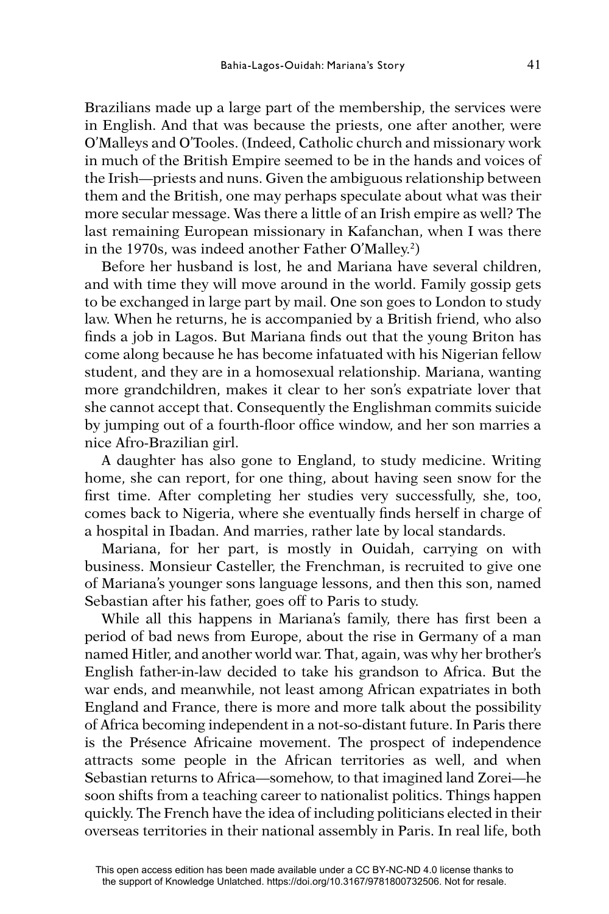Brazilians made up a large part of the membership, the services were in English. And that was because the priests, one after another, were O'Malleys and O'Tooles. (Indeed, Catholic church and missionary work in much of the British Empire seemed to be in the hands and voices of the Irish—priests and nuns. Given the ambiguous relationship between them and the British, one may perhaps speculate about what was their more secular message. Was there a little of an Irish empire as well? The last remaining European missionary in Kafanchan, when I was there in the 1970s, was indeed another Father O'Malley.[2])

Before her husband is lost, he and Mariana have several children, and with time they will move around in the world. Family gossip gets to be exchanged in large part by mail. One son goes to London to study law. When he returns, he is accompanied by a British friend, who also finds a job in Lagos. But Mariana finds out that the young Briton has come along because he has become infatuated with his Nigerian fellow student, and they are in a homosexual relationship. Mariana, wanting more grandchildren, makes it clear to her son's expatriate lover that she cannot accept that. Consequently the Englishman commits suicide by jumping out of a fourth-floor office window, and her son marries a nice Afro-Brazilian girl.

A daughter has also gone to England, to study medicine. Writing home, she can report, for one thing, about having seen snow for the first time. After completing her studies very successfully, she, too, comes back to Nigeria, where she eventually finds herself in charge of a hospital in Ibadan. And marries, rather late by local standards.

Mariana, for her part, is mostly in Ouidah, carrying on with business. Monsieur Casteller, the Frenchman, is recruited to give one of Mariana's younger sons language lessons, and then this son, named Sebastian after his father, goes off to Paris to study.

While all this happens in Mariana's family, there has first been a period of bad news from Europe, about the rise in Germany of a man named Hitler, and another world war. That, again, was why her brother's English father-in-law decided to take his grandson to Africa. But the war ends, and meanwhile, not least among African expatriates in both England and France, there is more and more talk about the possibility of Africa becoming independent in a not-so-distant future. In Paris there is the Présence Africaine movement. The prospect of independence attracts some people in the African territories as well, and when Sebastian returns to Africa—somehow, to that imagined land Zorei—he soon shifts from a teaching career to nationalist politics. Things happen quickly. The French have the idea of including politicians elected in their overseas territories in their national assembly in Paris. In real life, both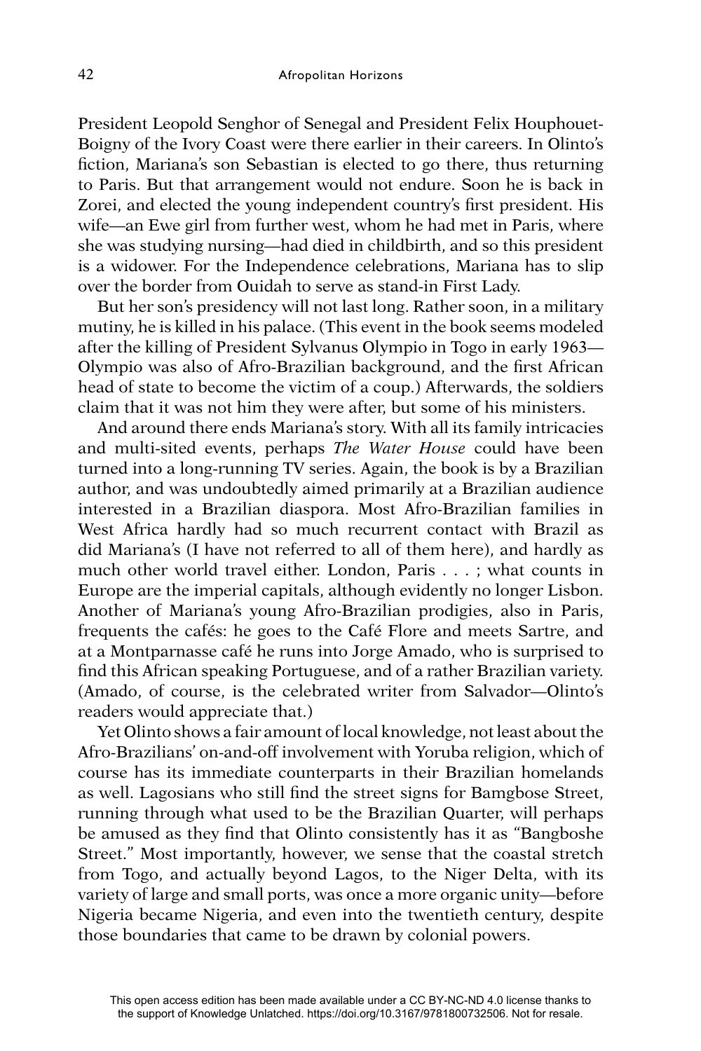President Leopold Senghor of Senegal and President Felix Houphouet-Boigny of the Ivory Coast were there earlier in their careers. In Olinto's fiction, Mariana's son Sebastian is elected to go there, thus returning to Paris. But that arrangement would not endure. Soon he is back in Zorei, and elected the young independent country's first president. His wife—an Ewe girl from further west, whom he had met in Paris, where she was studying nursing—had died in childbirth, and so this president is a widower. For the Independence celebrations, Mariana has to slip over the border from Ouidah to serve as stand-in First Lady.

But her son's presidency will not last long. Rather soon, in a military mutiny, he is killed in his palace. (This event in the book seems modeled after the killing of President Sylvanus Olympio in Togo in early 1963—Olympio was also of Afro-Brazilian background, and the first African head of state to become the victim of a coup.) Afterwards, the soldiers claim that it was not him they were after, but some of his ministers.

And around there ends Mariana's story. With all its family intricacies and multi-sited events, perhaps *The Water House* could have been turned into a long-running TV series. Again, the book is by a Brazilian author, and was undoubtedly aimed primarily at a Brazilian audience interested in a Brazilian diaspora. Most Afro-Brazilian families in West Africa hardly had so much recurrent contact with Brazil as did Mariana's (I have not referred to all of them here), and hardly as much other world travel either. London, Paris . . . ; what counts in Europe are the imperial capitals, although evidently no longer Lisbon. Another of Mariana's young Afro-Brazilian prodigies, also in Paris, frequents the cafés: he goes to the Café Flore and meets Sartre, and at a Montparnasse café he runs into Jorge Amado, who is surprised to find this African speaking Portuguese, and of a rather Brazilian variety. (Amado, of course, is the celebrated writer from Salvador—Olinto's readers would appreciate that.)

Yet Olinto shows a fair amount of local knowledge, not least about the Afro-Brazilians' on-and-off involvement with Yoruba religion, which of course has its immediate counterparts in their Brazilian homelands as well. Lagosians who still find the street signs for Bamgbose Street, running through what used to be the Brazilian Quarter, will perhaps be amused as they find that Olinto consistently has it as "Bangboshe Street." Most importantly, however, we sense that the coastal stretch from Togo, and actually beyond Lagos, to the Niger Delta, with its variety of large and small ports, was once a more organic unity—before Nigeria became Nigeria, and even into the twentieth century, despite those boundaries that came to be drawn by colonial powers.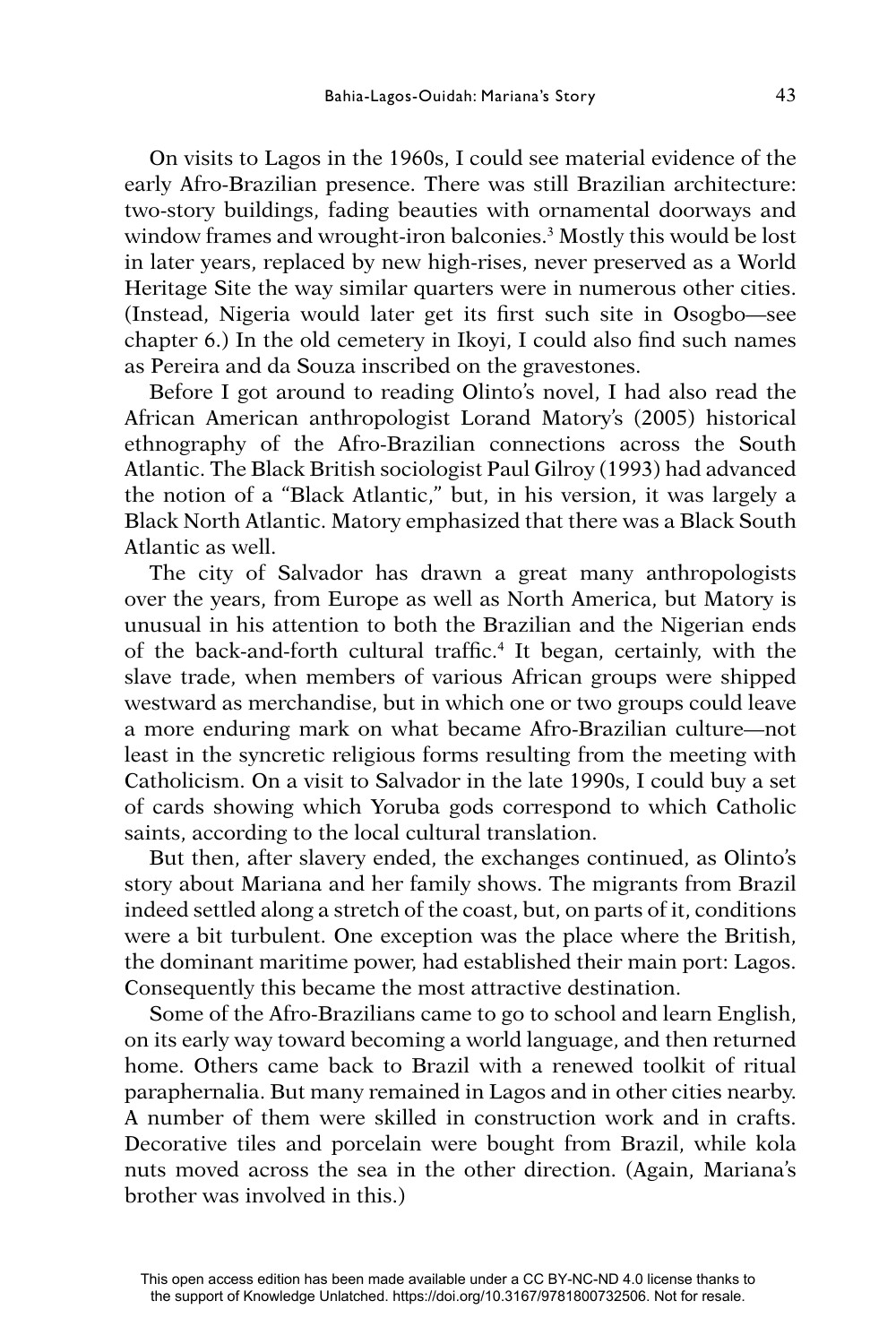On visits to Lagos in the 1960s, I could see material evidence of the early Afro-Brazilian presence. There was still Brazilian architecture: two-story buildings, fading beauties with ornamental doorways and window frames and wrought-iron balconies.[3] Mostly this would be lost in later years, replaced by new high-rises, never preserved as a World Heritage Site the way similar quarters were in numerous other cities. (Instead, Nigeria would later get its first such site in Osogbo—see chapter 6.) In the old cemetery in Ikoyi, I could also find such names as Pereira and da Souza inscribed on the gravestones.

Before I got around to reading Olinto's novel, I had also read the African American anthropologist Lorand Matory's (2005) historical ethnography of the Afro-Brazilian connections across the South Atlantic. The Black British sociologist Paul Gilroy (1993) had advanced the notion of a "Black Atlantic," but, in his version, it was largely a Black North Atlantic. Matory emphasized that there was a Black South Atlantic as well.

The city of Salvador has drawn a great many anthropologists over the years, from Europe as well as North America, but Matory is unusual in his attention to both the Brazilian and the Nigerian ends of the back-and-forth cultural traffic.[4] It began, certainly, with the slave trade, when members of various African groups were shipped westward as merchandise, but in which one or two groups could leave a more enduring mark on what became Afro-Brazilian culture—not least in the syncretic religious forms resulting from the meeting with Catholicism. On a visit to Salvador in the late 1990s, I could buy a set of cards showing which Yoruba gods correspond to which Catholic saints, according to the local cultural translation.

But then, after slavery ended, the exchanges continued, as Olinto's story about Mariana and her family shows. The migrants from Brazil indeed settled along a stretch of the coast, but, on parts of it, conditions were a bit turbulent. One exception was the place where the British, the dominant maritime power, had established their main port: Lagos. Consequently this became the most attractive destination.

Some of the Afro-Brazilians came to go to school and learn English, on its early way toward becoming a world language, and then returned home. Others came back to Brazil with a renewed toolkit of ritual paraphernalia. But many remained in Lagos and in other cities nearby. A number of them were skilled in construction work and in crafts. Decorative tiles and porcelain were bought from Brazil, while kola nuts moved across the sea in the other direction. (Again, Mariana's brother was involved in this.)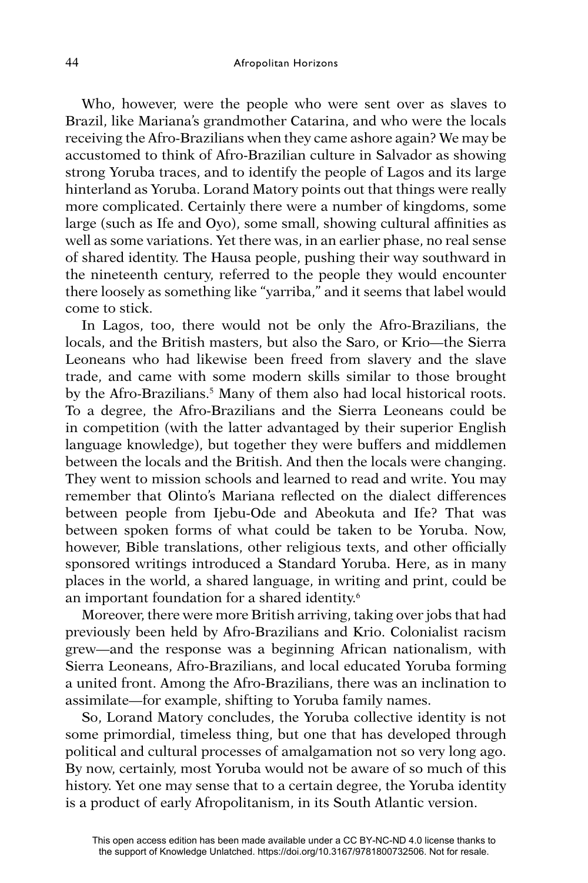Who, however, were the people who were sent over as slaves to Brazil, like Mariana's grandmother Catarina, and who were the locals receiving the Afro-Brazilians when they came ashore again? We may be accustomed to think of Afro-Brazilian culture in Salvador as showing strong Yoruba traces, and to identify the people of Lagos and its large hinterland as Yoruba. Lorand Matory points out that things were really more complicated. Certainly there were a number of kingdoms, some large (such as Ife and Oyo), some small, showing cultural affinities as well as some variations. Yet there was, in an earlier phase, no real sense of shared identity. The Hausa people, pushing their way southward in the nineteenth century, referred to the people they would encounter there loosely as something like "yarriba," and it seems that label would come to stick.

In Lagos, too, there would not be only the Afro-Brazilians, the locals, and the British masters, but also the Saro, or Krio—the Sierra Leoneans who had likewise been freed from slavery and the slave trade, and came with some modern skills similar to those brought by the Afro-Brazilians.[5] Many of them also had local historical roots. To a degree, the Afro-Brazilians and the Sierra Leoneans could be in competition (with the latter advantaged by their superior English language knowledge), but together they were buffers and middlemen between the locals and the British. And then the locals were changing. They went to mission schools and learned to read and write. You may remember that Olinto's Mariana reflected on the dialect differences between people from Ijebu-Ode and Abeokuta and Ife? That was between spoken forms of what could be taken to be Yoruba. Now, however, Bible translations, other religious texts, and other officially sponsored writings introduced a Standard Yoruba. Here, as in many places in the world, a shared language, in writing and print, could be an important foundation for a shared identity.[6]

Moreover, there were more British arriving, taking over jobs that had previously been held by Afro-Brazilians and Krio. Colonialist racism grew—and the response was a beginning African nationalism, with Sierra Leoneans, Afro-Brazilians, and local educated Yoruba forming a united front. Among the Afro-Brazilians, there was an inclination to assimilate—for example, shifting to Yoruba family names.

So, Lorand Matory concludes, the Yoruba collective identity is not some primordial, timeless thing, but one that has developed through political and cultural processes of amalgamation not so very long ago. By now, certainly, most Yoruba would not be aware of so much of this history. Yet one may sense that to a certain degree, the Yoruba identity is a product of early Afropolitanism, in its South Atlantic version.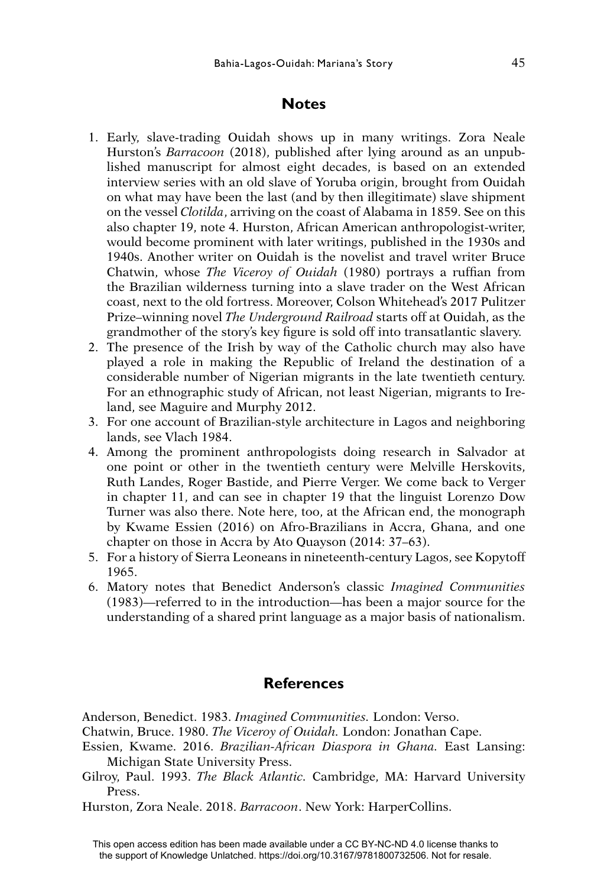## Notes

1. Early, slave-trading Ouidah shows up in many writings. Zora Neale Hurston's *Barracoon* (2018), published after lying around as an unpublished manuscript for almost eight decades, is based on an extended interview series with an old slave of Yoruba origin, brought from Ouidah on what may have been the last (and by then illegitimate) slave shipment on the vessel *Clotilda*, arriving on the coast of Alabama in 1859. See on this also chapter 19, note 4. Hurston, African American anthropologist-writer, would become prominent with later writings, published in the 1930s and 1940s. Another writer on Ouidah is the novelist and travel writer Bruce Chatwin, whose *The Viceroy of Ouidah* (1980) portrays a ruffian from the Brazilian wilderness turning into a slave trader on the West African coast, next to the old fortress. Moreover, Colson Whitehead's 2017 Pulitzer Prize–winning novel *The Underground Railroad* starts off at Ouidah, as the grandmother of the story's key figure is sold off into transatlantic slavery.
2. The presence of the Irish by way of the Catholic church may also have played a role in making the Republic of Ireland the destination of a considerable number of Nigerian migrants in the late twentieth century. For an ethnographic study of African, not least Nigerian, migrants to Ireland, see Maguire and Murphy 2012.
3. For one account of Brazilian-style architecture in Lagos and neighboring lands, see Vlach 1984.
4. Among the prominent anthropologists doing research in Salvador at one point or other in the twentieth century were Melville Herskovits, Ruth Landes, Roger Bastide, and Pierre Verger. We come back to Verger in chapter 11, and can see in chapter 19 that the linguist Lorenzo Dow Turner was also there. Note here, too, at the African end, the monograph by Kwame Essien (2016) on Afro-Brazilians in Accra, Ghana, and one chapter on those in Accra by Ato Quayson (2014: 37–63).
5. For a history of Sierra Leoneans in nineteenth-century Lagos, see Kopytoff 1965.
6. Matory notes that Benedict Anderson's classic *Imagined Communities* (1983)—referred to in the introduction—has been a major source for the understanding of a shared print language as a major basis of nationalism.

## References

Anderson, Benedict. 1983. *Imagined Communities.* London: Verso.

Chatwin, Bruce. 1980. *The Viceroy of Ouidah.* London: Jonathan Cape.

Essien, Kwame. 2016. *Brazilian-African Diaspora in Ghana.* East Lansing: Michigan State University Press.

Gilroy, Paul. 1993. *The Black Atlantic.* Cambridge, MA: Harvard University Press.

Hurston, Zora Neale. 2018. *Barracoon*. New York: HarperCollins.

This open access edition has been made available under a CC BY-NC-ND 4.0 license thanks to the support of Knowledge Unlatched. https://doi.org/10.3167/9781800732506. Not for resale.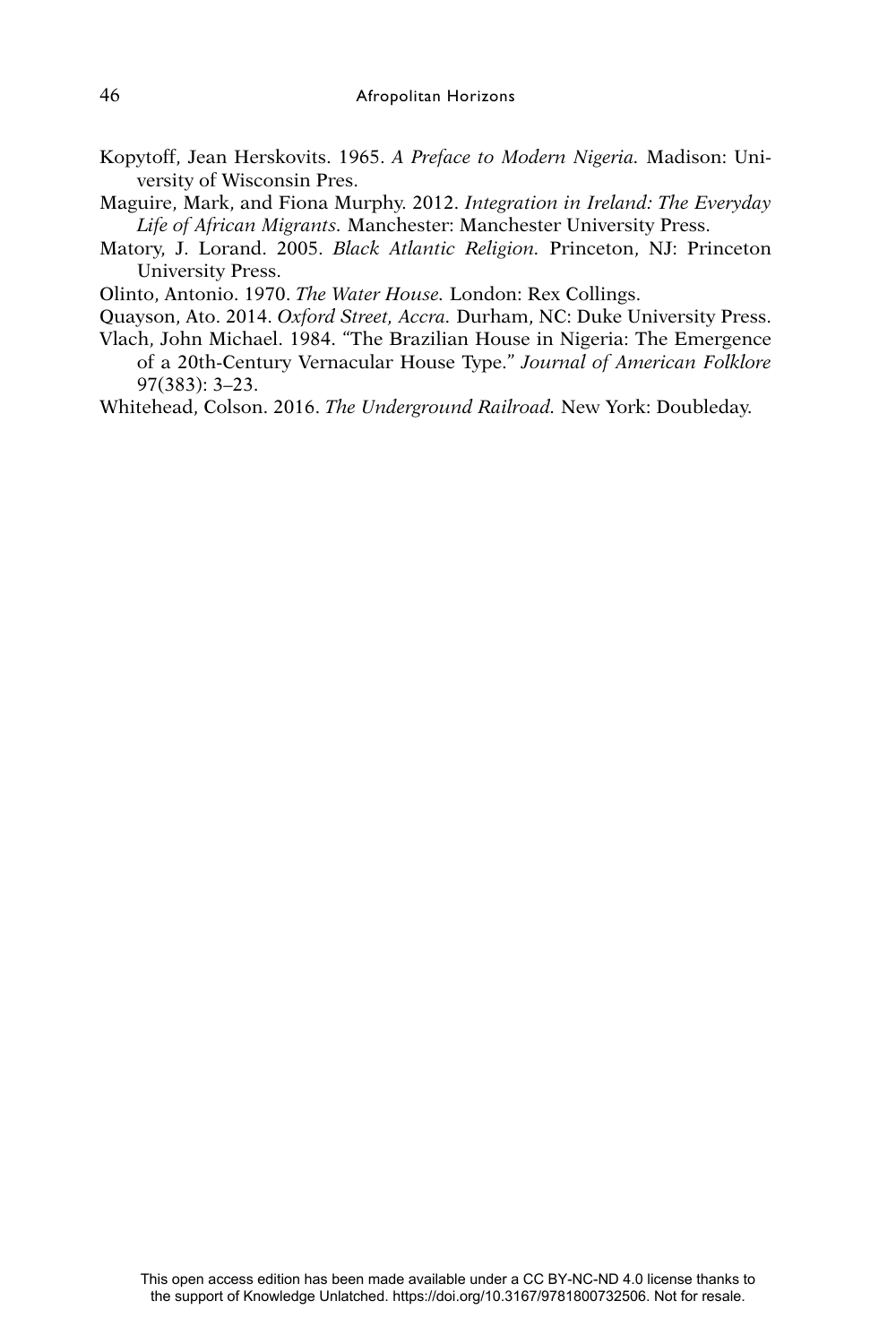Kopytoff, Jean Herskovits. 1965. *A Preface to Modern Nigeria.* Madison: University of Wisconsin Pres.

Maguire, Mark, and Fiona Murphy. 2012. *Integration in Ireland: The Everyday Life of African Migrants.* Manchester: Manchester University Press.

Matory, J. Lorand. 2005. *Black Atlantic Religion.* Princeton, NJ: Princeton University Press.

Olinto, Antonio. 1970. *The Water House.* London: Rex Collings.

Quayson, Ato. 2014. *Oxford Street, Accra.* Durham, NC: Duke University Press.

Vlach, John Michael. 1984. "The Brazilian House in Nigeria: The Emergence of a 20th-Century Vernacular House Type." *Journal of American Folklore* 97(383): 3–23.

Whitehead, Colson. 2016. *The Underground Railroad.* New York: Doubleday.

This open access edition has been made available under a CC BY-NC-ND 4.0 license thanks to the support of Knowledge Unlatched. https://doi.org/10.3167/9781800732506. Not for resale.